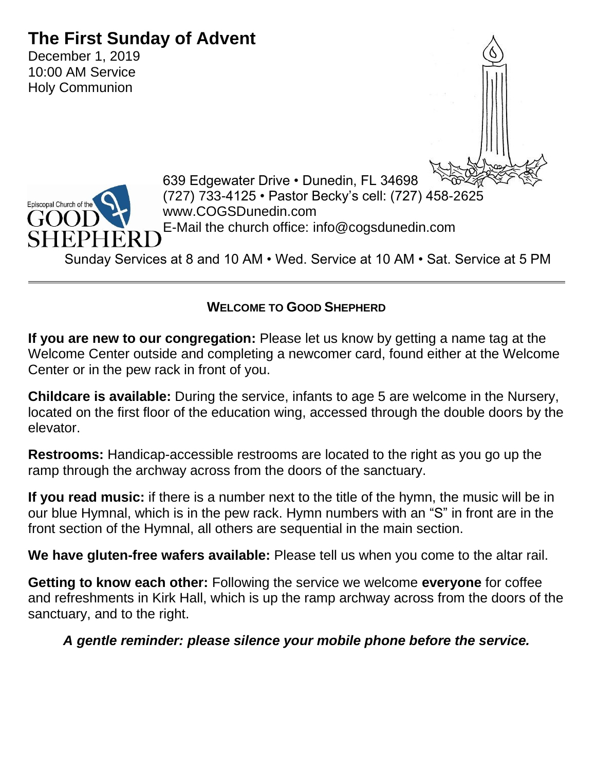# The First Sunday of Advent

December 1, 2019
10:00 AM Service
Holy Communion

Episcopal Church of the GOOD SHEPHERD

639 Edgewater Drive • Dunedin, FL 34698
(727) 733-4125 • Pastor Becky's cell: (727) 458-2625
www.COGSDunedin.com
E-Mail the church office: info@cogsdunedin.com

Sunday Services at 8 and 10 AM • Wed. Service at 10 AM • Sat. Service at 5 PM

---

## WELCOME TO GOOD SHEPHERD

**If you are new to our congregation:** Please let us know by getting a name tag at the Welcome Center outside and completing a newcomer card, found either at the Welcome Center or in the pew rack in front of you.

**Childcare is available:** During the service, infants to age 5 are welcome in the Nursery, located on the first floor of the education wing, accessed through the double doors by the elevator.

**Restrooms:** Handicap-accessible restrooms are located to the right as you go up the ramp through the archway across from the doors of the sanctuary.

**If you read music:** if there is a number next to the title of the hymn, the music will be in our blue Hymnal, which is in the pew rack. Hymn numbers with an "S" in front are in the front section of the Hymnal, all others are sequential in the main section.

**We have gluten-free wafers available:** Please tell us when you come to the altar rail.

**Getting to know each other:** Following the service we welcome **everyone** for coffee and refreshments in Kirk Hall, which is up the ramp archway across from the doors of the sanctuary, and to the right.

***A gentle reminder: please silence your mobile phone before the service.***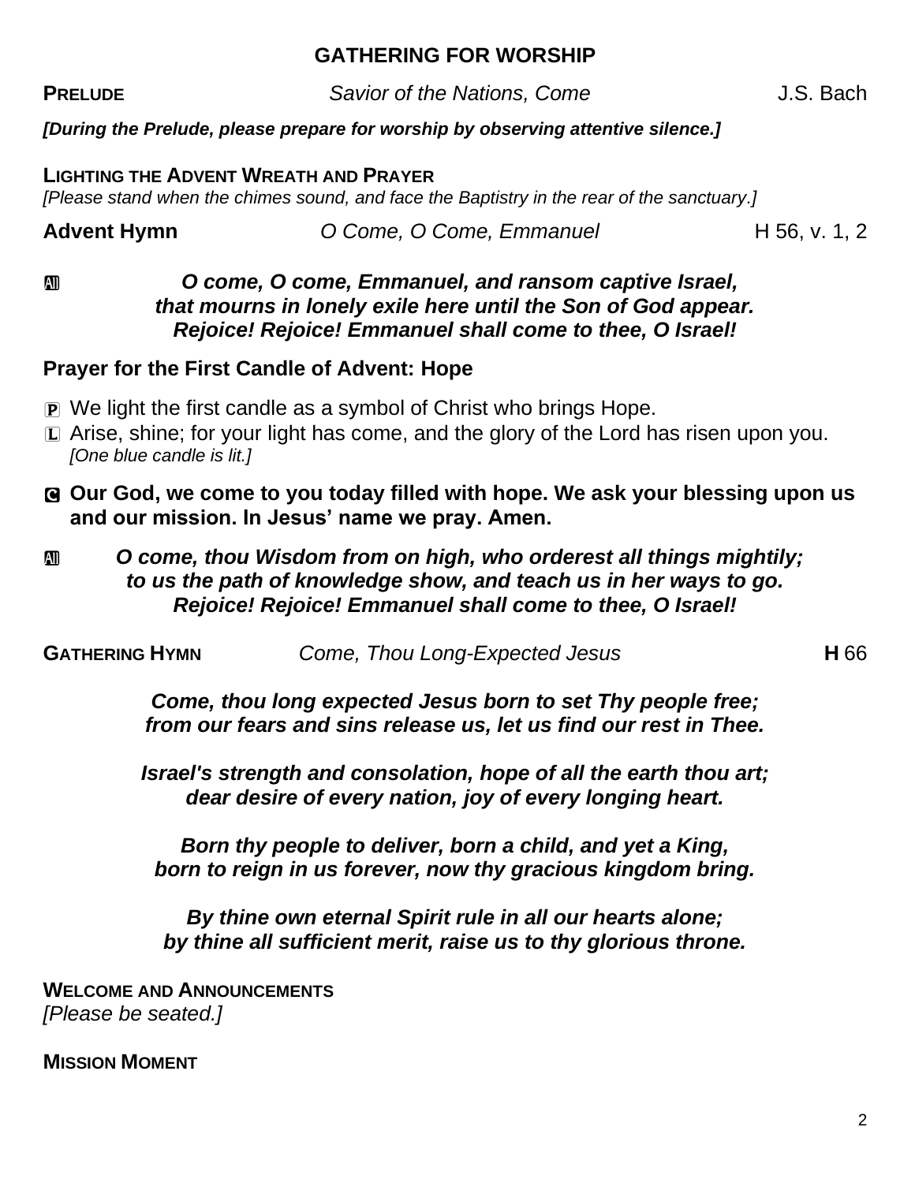## GATHERING FOR WORSHIP

**PRELUDE** *Savior of the Nations, Come* J.S. Bach

***[During the Prelude, please prepare for worship by observing attentive silence.]***

**LIGHTING THE ADVENT WREATH AND PRAYER**
*[Please stand when the chimes sound, and face the Baptistry in the rear of the sanctuary.]*

**Advent Hymn** *O Come, O Come, Emmanuel* H 56, v. 1, 2

All ***O come, O come, Emmanuel, and ransom captive Israel,***
***that mourns in lonely exile here until the Son of God appear.***
***Rejoice! Rejoice! Emmanuel shall come to thee, O Israel!***

**Prayer for the First Candle of Advent: Hope**

P We light the first candle as a symbol of Christ who brings Hope.
L Arise, shine; for your light has come, and the glory of the Lord has risen upon you.
*[One blue candle is lit.]*

C **Our God, we come to you today filled with hope. We ask your blessing upon us and our mission. In Jesus' name we pray. Amen.**

All ***O come, thou Wisdom from on high, who orderest all things mightily;***
***to us the path of knowledge show, and teach us in her ways to go.***
***Rejoice! Rejoice! Emmanuel shall come to thee, O Israel!***

**GATHERING HYMN** *Come, Thou Long-Expected Jesus* **H** 66

***Come, thou long expected Jesus born to set Thy people free;***
***from our fears and sins release us, let us find our rest in Thee.***

***Israel's strength and consolation, hope of all the earth thou art;***
***dear desire of every nation, joy of every longing heart.***

***Born thy people to deliver, born a child, and yet a King,***
***born to reign in us forever, now thy gracious kingdom bring.***

***By thine own eternal Spirit rule in all our hearts alone;***
***by thine all sufficient merit, raise us to thy glorious throne.***

**WELCOME AND ANNOUNCEMENTS**
*[Please be seated.]*

**MISSION MOMENT**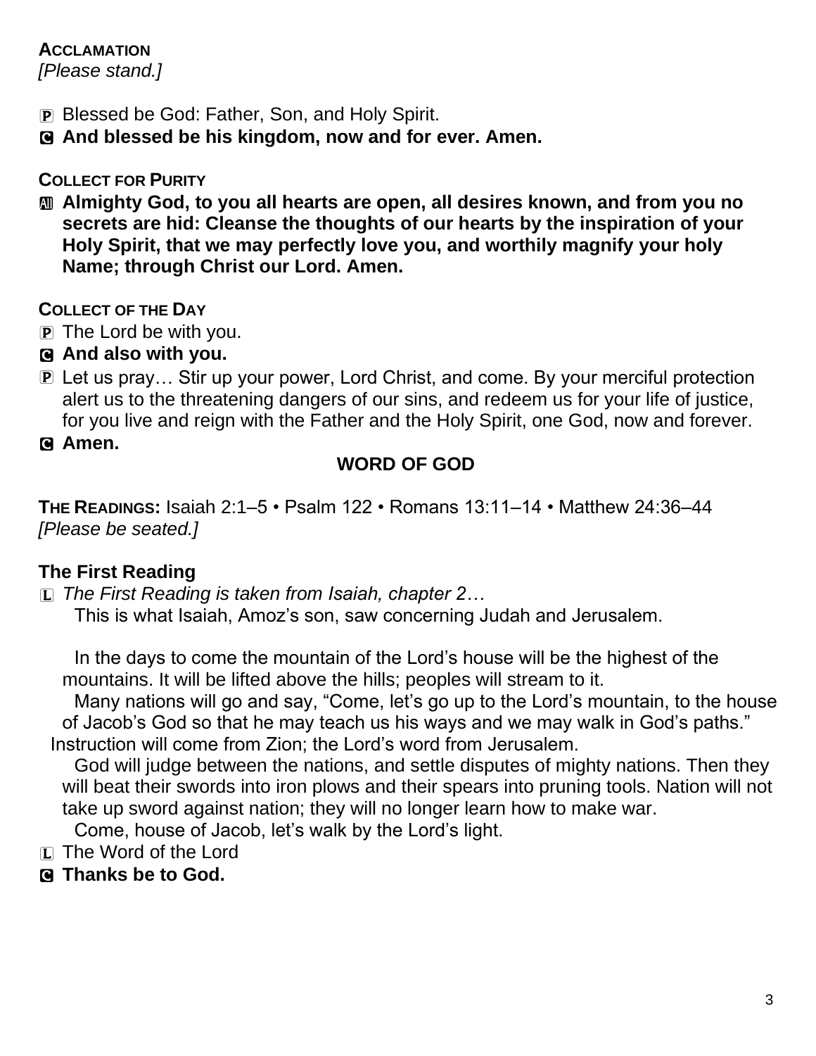**ACCLAMATION**
*[Please stand.]*

P Blessed be God: Father, Son, and Holy Spirit.
C **And blessed be his kingdom, now and for ever. Amen.**

**COLLECT FOR PURITY**
All **Almighty God, to you all hearts are open, all desires known, and from you no secrets are hid: Cleanse the thoughts of our hearts by the inspiration of your Holy Spirit, that we may perfectly love you, and worthily magnify your holy Name; through Christ our Lord. Amen.**

**COLLECT OF THE DAY**
P The Lord be with you.
C **And also with you.**
P Let us pray… Stir up your power, Lord Christ, and come. By your merciful protection alert us to the threatening dangers of our sins, and redeem us for your life of justice, for you live and reign with the Father and the Holy Spirit, one God, now and forever.
C **Amen.**

## WORD OF GOD

**THE READINGS:** Isaiah 2:1–5 • Psalm 122 • Romans 13:11–14 • Matthew 24:36–44
*[Please be seated.]*

### The First Reading

L *The First Reading is taken from Isaiah, chapter 2…*
This is what Isaiah, Amoz's son, saw concerning Judah and Jerusalem.

In the days to come the mountain of the Lord's house will be the highest of the mountains. It will be lifted above the hills; peoples will stream to it.
Many nations will go and say, "Come, let's go up to the Lord's mountain, to the house of Jacob's God so that he may teach us his ways and we may walk in God's paths."
Instruction will come from Zion; the Lord's word from Jerusalem.
God will judge between the nations, and settle disputes of mighty nations. Then they will beat their swords into iron plows and their spears into pruning tools. Nation will not take up sword against nation; they will no longer learn how to make war.
Come, house of Jacob, let's walk by the Lord's light.

L The Word of the Lord
C **Thanks be to God.**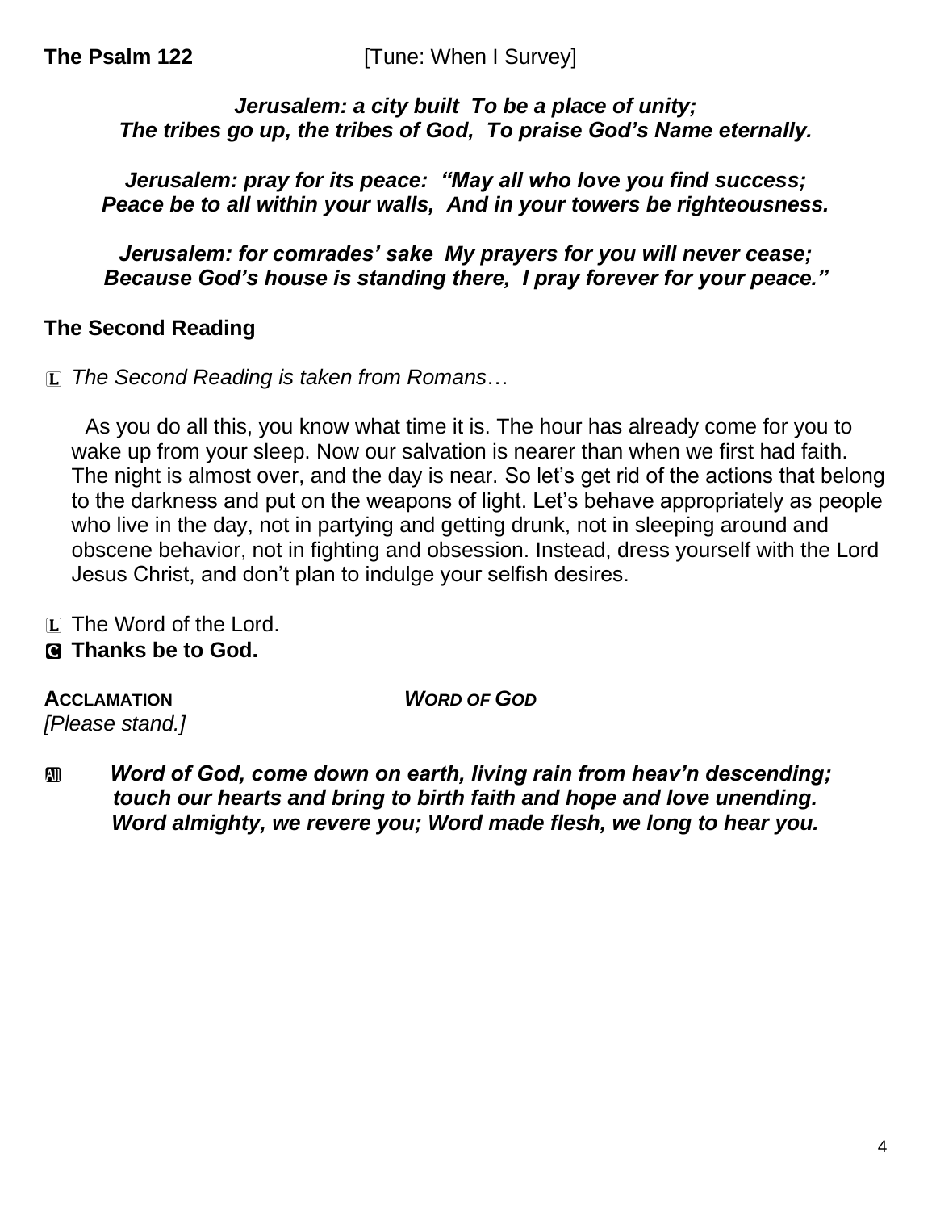**The Psalm 122** [Tune: When I Survey]

***Jerusalem: a city built To be a place of unity;***
***The tribes go up, the tribes of God, To praise God's Name eternally.***

***Jerusalem: pray for its peace: "May all who love you find success;***
***Peace be to all within your walls, And in your towers be righteousness.***

***Jerusalem: for comrades' sake My prayers for you will never cease;***
***Because God's house is standing there, I pray forever for your peace."***

## The Second Reading

L *The Second Reading is taken from Romans*…

As you do all this, you know what time it is. The hour has already come for you to wake up from your sleep. Now our salvation is nearer than when we first had faith. The night is almost over, and the day is near. So let's get rid of the actions that belong to the darkness and put on the weapons of light. Let's behave appropriately as people who live in the day, not in partying and getting drunk, not in sleeping around and obscene behavior, not in fighting and obsession. Instead, dress yourself with the Lord Jesus Christ, and don't plan to indulge your selfish desires.

L The Word of the Lord.
**C Thanks be to God.**

**ACCLAMATION** ***WORD OF GOD***
*[Please stand.]*

**All** ***Word of God, come down on earth, living rain from heav'n descending;***
***touch our hearts and bring to birth faith and hope and love unending.***
***Word almighty, we revere you; Word made flesh, we long to hear you.***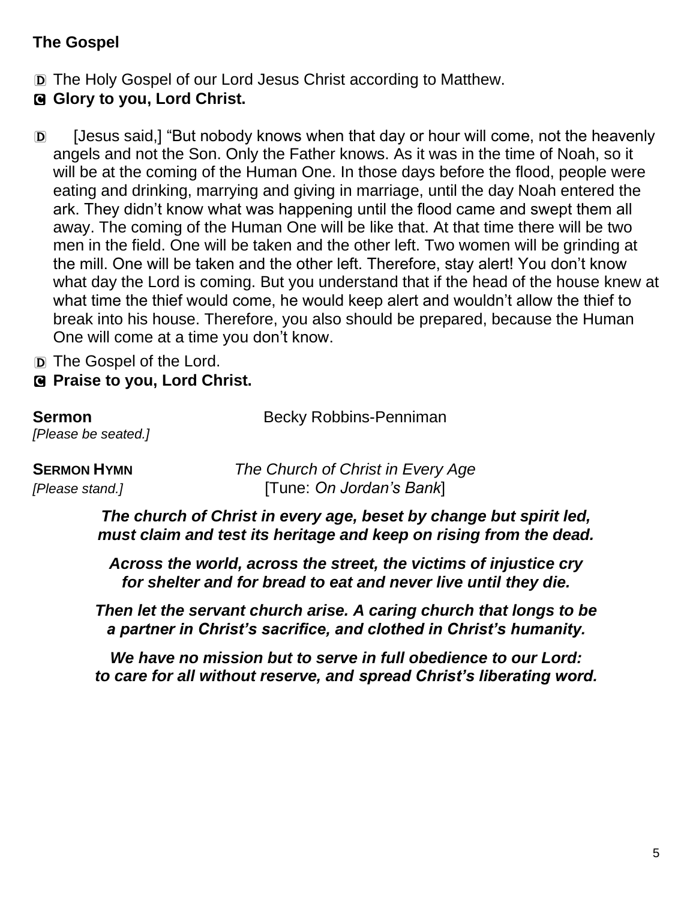**The Gospel**

D The Holy Gospel of our Lord Jesus Christ according to Matthew.

C **Glory to you, Lord Christ.**

D [Jesus said,] "But nobody knows when that day or hour will come, not the heavenly angels and not the Son. Only the Father knows. As it was in the time of Noah, so it will be at the coming of the Human One. In those days before the flood, people were eating and drinking, marrying and giving in marriage, until the day Noah entered the ark. They didn't know what was happening until the flood came and swept them all away. The coming of the Human One will be like that. At that time there will be two men in the field. One will be taken and the other left. Two women will be grinding at the mill. One will be taken and the other left. Therefore, stay alert! You don't know what day the Lord is coming. But you understand that if the head of the house knew at what time the thief would come, he would keep alert and wouldn't allow the thief to break into his house. Therefore, you also should be prepared, because the Human One will come at a time you don't know.

D The Gospel of the Lord.

C **Praise to you, Lord Christ.**

**Sermon** Becky Robbins-Penniman

*[Please be seated.]*

**SERMON HYMN** *The Church of Christ in Every Age*

*[Please stand.]* [Tune: *On Jordan's Bank*]

***The church of Christ in every age, beset by change but spirit led,***
***must claim and test its heritage and keep on rising from the dead.***

***Across the world, across the street, the victims of injustice cry***
***for shelter and for bread to eat and never live until they die.***

***Then let the servant church arise. A caring church that longs to be***
***a partner in Christ's sacrifice, and clothed in Christ's humanity.***

***We have no mission but to serve in full obedience to our Lord:***
***to care for all without reserve, and spread Christ's liberating word.***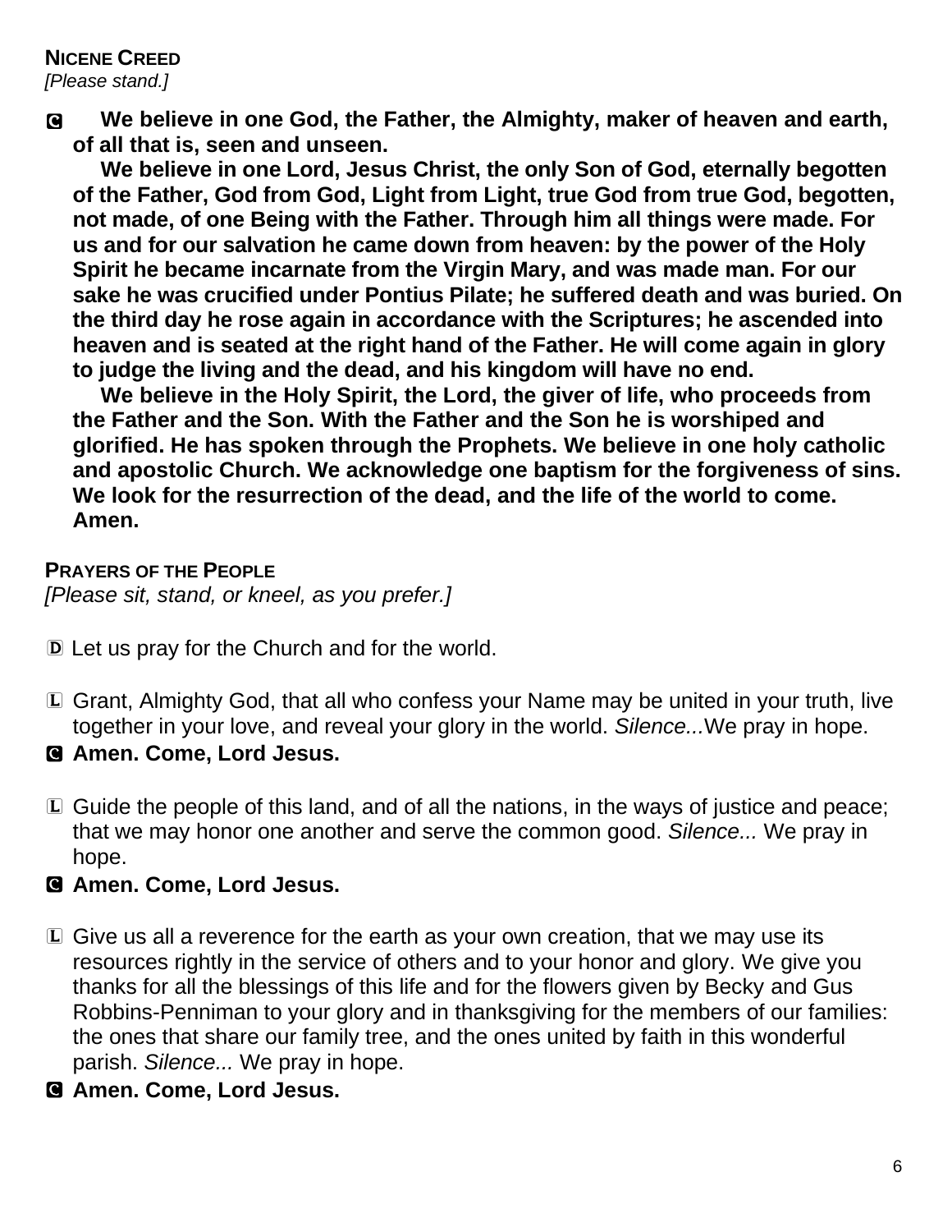**NICENE CREED**
*[Please stand.]*

**C We believe in one God, the Father, the Almighty, maker of heaven and earth, of all that is, seen and unseen.**

**We believe in one Lord, Jesus Christ, the only Son of God, eternally begotten of the Father, God from God, Light from Light, true God from true God, begotten, not made, of one Being with the Father. Through him all things were made. For us and for our salvation he came down from heaven: by the power of the Holy Spirit he became incarnate from the Virgin Mary, and was made man. For our sake he was crucified under Pontius Pilate; he suffered death and was buried. On the third day he rose again in accordance with the Scriptures; he ascended into heaven and is seated at the right hand of the Father. He will come again in glory to judge the living and the dead, and his kingdom will have no end.**

**We believe in the Holy Spirit, the Lord, the giver of life, who proceeds from the Father and the Son. With the Father and the Son he is worshiped and glorified. He has spoken through the Prophets. We believe in one holy catholic and apostolic Church. We acknowledge one baptism for the forgiveness of sins. We look for the resurrection of the dead, and the life of the world to come. Amen.**

**PRAYERS OF THE PEOPLE**
*[Please sit, stand, or kneel, as you prefer.]*

D Let us pray for the Church and for the world.

L Grant, Almighty God, that all who confess your Name may be united in your truth, live together in your love, and reveal your glory in the world. *Silence...*We pray in hope.

**C Amen. Come, Lord Jesus.**

L Guide the people of this land, and of all the nations, in the ways of justice and peace; that we may honor one another and serve the common good. *Silence...* We pray in hope.

**C Amen. Come, Lord Jesus.**

L Give us all a reverence for the earth as your own creation, that we may use its resources rightly in the service of others and to your honor and glory. We give you thanks for all the blessings of this life and for the flowers given by Becky and Gus Robbins-Penniman to your glory and in thanksgiving for the members of our families: the ones that share our family tree, and the ones united by faith in this wonderful parish. *Silence...* We pray in hope.

**C Amen. Come, Lord Jesus.**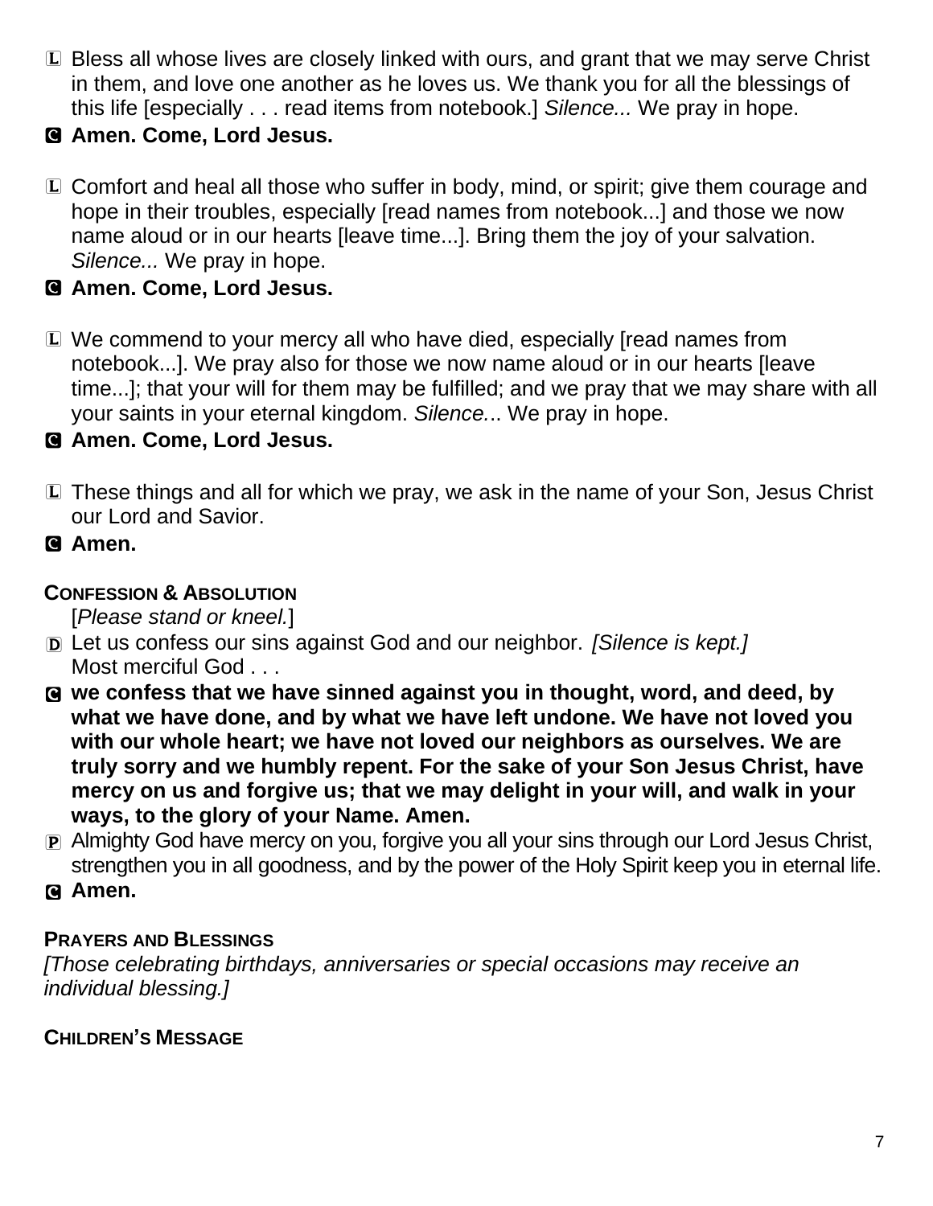L Bless all whose lives are closely linked with ours, and grant that we may serve Christ in them, and love one another as he loves us. We thank you for all the blessings of this life [especially . . . read items from notebook.] *Silence...* We pray in hope.

**C Amen. Come, Lord Jesus.**

L Comfort and heal all those who suffer in body, mind, or spirit; give them courage and hope in their troubles, especially [read names from notebook...] and those we now name aloud or in our hearts [leave time...]. Bring them the joy of your salvation. *Silence...* We pray in hope.

**C Amen. Come, Lord Jesus.**

L We commend to your mercy all who have died, especially [read names from notebook...]. We pray also for those we now name aloud or in our hearts [leave time...]; that your will for them may be fulfilled; and we pray that we may share with all your saints in your eternal kingdom. *Silence*... We pray in hope.

**C Amen. Come, Lord Jesus.**

L These things and all for which we pray, we ask in the name of your Son, Jesus Christ our Lord and Savior.

**C Amen.**

### CONFESSION & ABSOLUTION

[*Please stand or kneel.*]

D Let us confess our sins against God and our neighbor. *[Silence is kept.]*
Most merciful God . . .

**C we confess that we have sinned against you in thought, word, and deed, by what we have done, and by what we have left undone. We have not loved you with our whole heart; we have not loved our neighbors as ourselves. We are truly sorry and we humbly repent. For the sake of your Son Jesus Christ, have mercy on us and forgive us; that we may delight in your will, and walk in your ways, to the glory of your Name. Amen.**

P Almighty God have mercy on you, forgive you all your sins through our Lord Jesus Christ, strengthen you in all goodness, and by the power of the Holy Spirit keep you in eternal life.

**C Amen.**

### PRAYERS AND BLESSINGS

*[Those celebrating birthdays, anniversaries or special occasions may receive an individual blessing.]*

### CHILDREN'S MESSAGE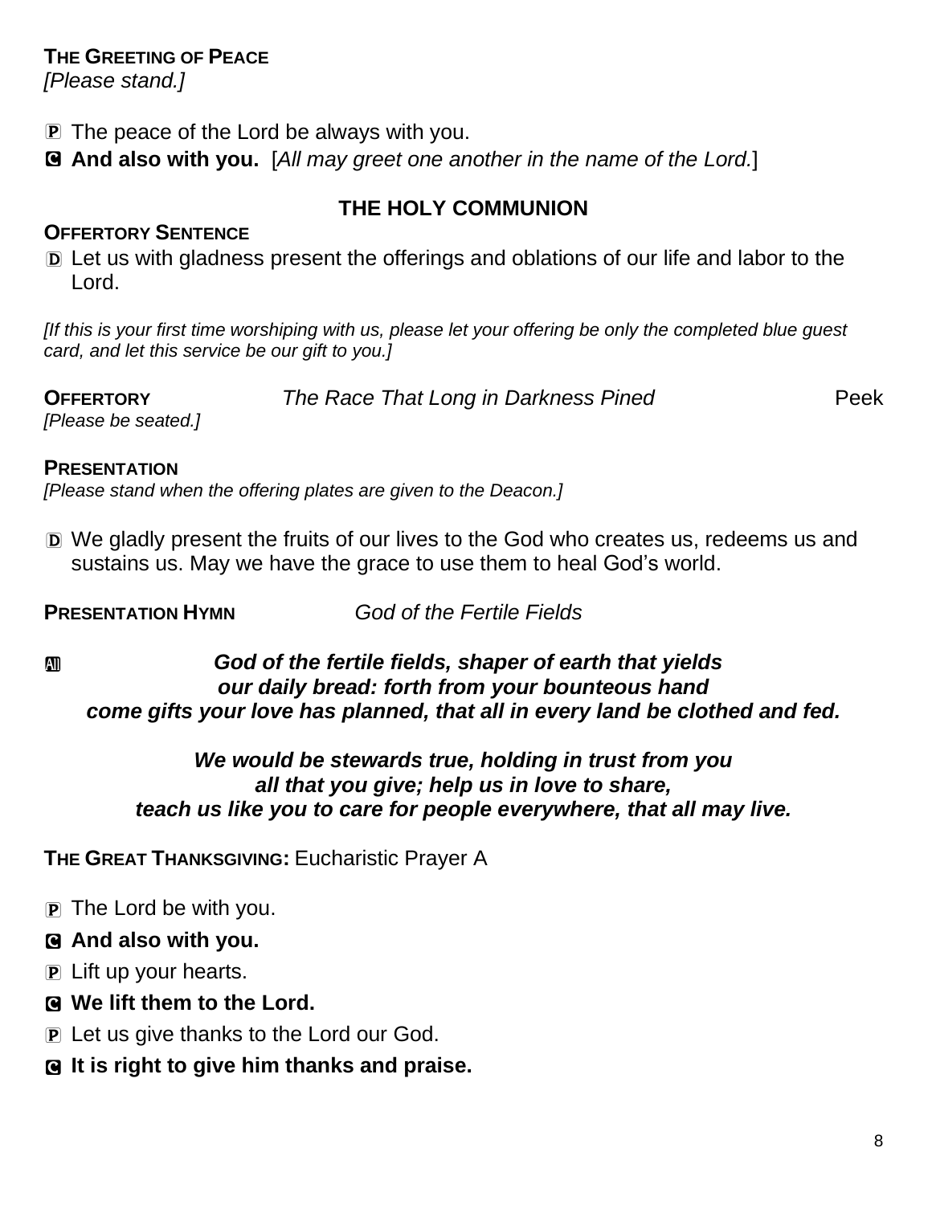**THE GREETING OF PEACE**
*[Please stand.]*

P The peace of the Lord be always with you.

C **And also with you.** [*All may greet one another in the name of the Lord.*]

## THE HOLY COMMUNION

**OFFERTORY SENTENCE**

D Let us with gladness present the offerings and oblations of our life and labor to the Lord.

*[If this is your first time worshiping with us, please let your offering be only the completed blue guest card, and let this service be our gift to you.]*

**OFFERTORY** *The Race That Long in Darkness Pined* Peek
*[Please be seated.]*

**PRESENTATION**
*[Please stand when the offering plates are given to the Deacon.]*

D We gladly present the fruits of our lives to the God who creates us, redeems us and sustains us. May we have the grace to use them to heal God's world.

**PRESENTATION HYMN** *God of the Fertile Fields*

All ***God of the fertile fields, shaper of earth that yields***
***our daily bread: forth from your bounteous hand***
***come gifts your love has planned, that all in every land be clothed and fed.***

***We would be stewards true, holding in trust from you***
***all that you give; help us in love to share,***
***teach us like you to care for people everywhere, that all may live.***

**THE GREAT THANKSGIVING:** Eucharistic Prayer A

P The Lord be with you.

C **And also with you.**

P Lift up your hearts.

C **We lift them to the Lord.**

P Let us give thanks to the Lord our God.

C **It is right to give him thanks and praise.**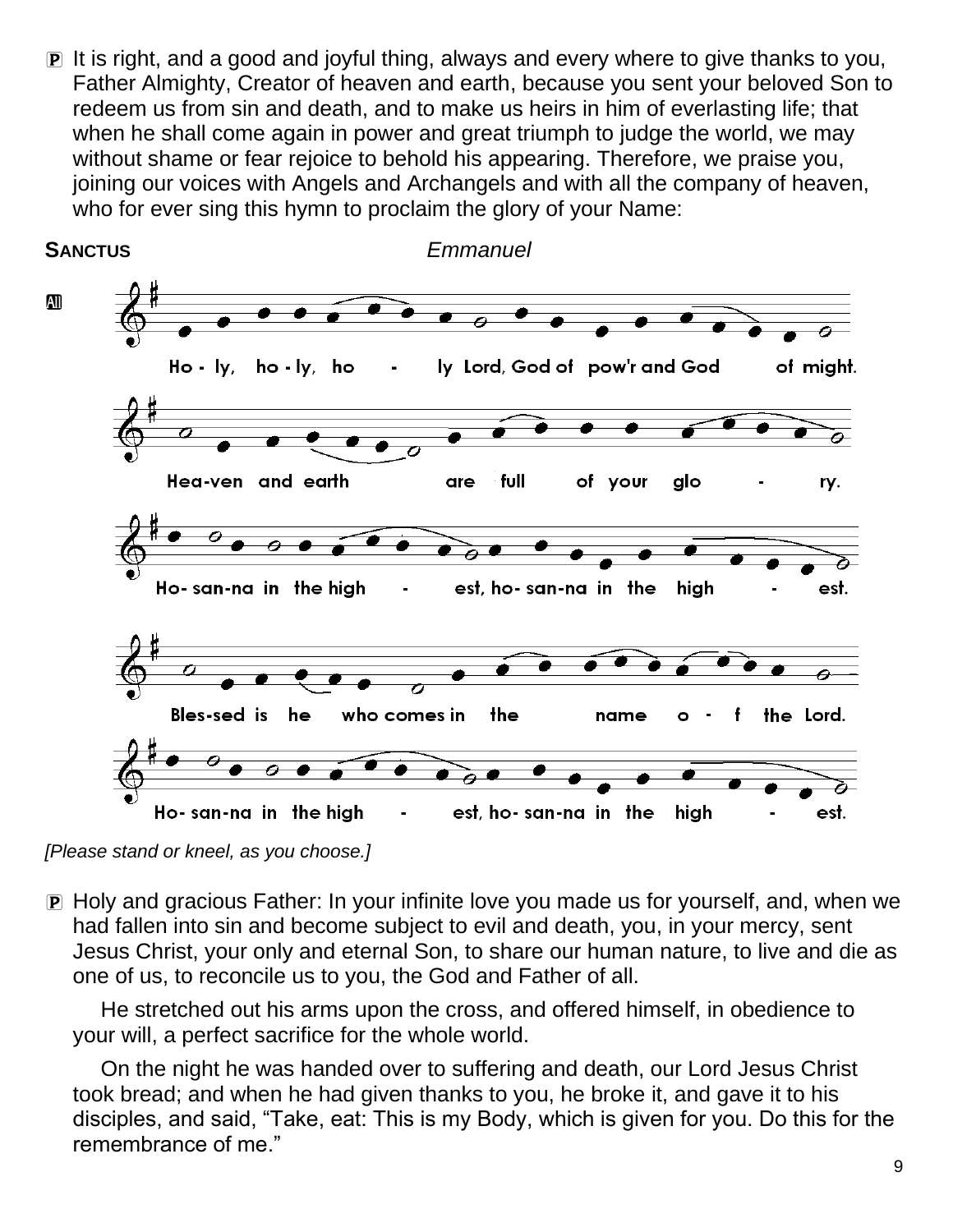P It is right, and a good and joyful thing, always and every where to give thanks to you, Father Almighty, Creator of heaven and earth, because you sent your beloved Son to redeem us from sin and death, and to make us heirs in him of everlasting life; that when he shall come again in power and great triumph to judge the world, we may without shame or fear rejoice to behold his appearing. Therefore, we praise you, joining our voices with Angels and Archangels and with all the company of heaven, who for ever sing this hymn to proclaim the glory of your Name:

**SANCTUS** *Emmanuel*

All

Ho - ly, ho - ly, ho - ly Lord, God of pow'r and God of might.

Hea-ven and earth are full of your glo - ry.

Ho- san-na in the high - est, ho- san-na in the high - est.

Bles-sed is he who comes in the name o - f the Lord.

Ho- san-na in the high - est, ho- san-na in the high - est.

*[Please stand or kneel, as you choose.]*

P Holy and gracious Father: In your infinite love you made us for yourself, and, when we had fallen into sin and become subject to evil and death, you, in your mercy, sent Jesus Christ, your only and eternal Son, to share our human nature, to live and die as one of us, to reconcile us to you, the God and Father of all.

He stretched out his arms upon the cross, and offered himself, in obedience to your will, a perfect sacrifice for the whole world.

On the night he was handed over to suffering and death, our Lord Jesus Christ took bread; and when he had given thanks to you, he broke it, and gave it to his disciples, and said, "Take, eat: This is my Body, which is given for you. Do this for the remembrance of me."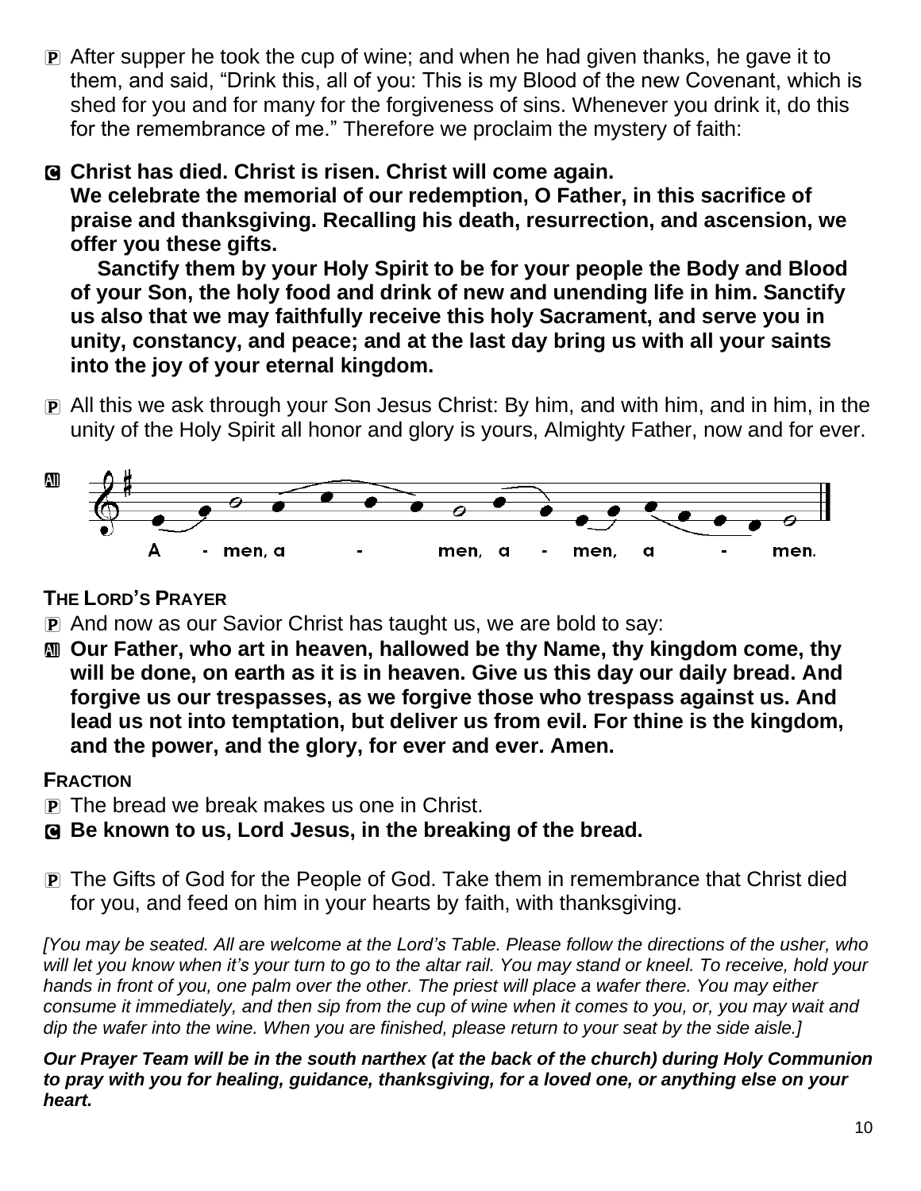P After supper he took the cup of wine; and when he had given thanks, he gave it to them, and said, "Drink this, all of you: This is my Blood of the new Covenant, which is shed for you and for many for the forgiveness of sins. Whenever you drink it, do this for the remembrance of me." Therefore we proclaim the mystery of faith:

C **Christ has died. Christ is risen. Christ will come again. We celebrate the memorial of our redemption, O Father, in this sacrifice of praise and thanksgiving. Recalling his death, resurrection, and ascension, we offer you these gifts.**

**Sanctify them by your Holy Spirit to be for your people the Body and Blood of your Son, the holy food and drink of new and unending life in him. Sanctify us also that we may faithfully receive this holy Sacrament, and serve you in unity, constancy, and peace; and at the last day bring us with all your saints into the joy of your eternal kingdom.**

P All this we ask through your Son Jesus Christ: By him, and with him, and in him, in the unity of the Holy Spirit all honor and glory is yours, Almighty Father, now and for ever.

All A - men, a - men, a - men, a - men.

**THE LORD'S PRAYER**

P And now as our Savior Christ has taught us, we are bold to say:

All **Our Father, who art in heaven, hallowed be thy Name, thy kingdom come, thy will be done, on earth as it is in heaven. Give us this day our daily bread. And forgive us our trespasses, as we forgive those who trespass against us. And lead us not into temptation, but deliver us from evil. For thine is the kingdom, and the power, and the glory, for ever and ever. Amen.**

**FRACTION**

P The bread we break makes us one in Christ.

C **Be known to us, Lord Jesus, in the breaking of the bread.**

P The Gifts of God for the People of God. Take them in remembrance that Christ died for you, and feed on him in your hearts by faith, with thanksgiving.

*[You may be seated. All are welcome at the Lord's Table. Please follow the directions of the usher, who will let you know when it's your turn to go to the altar rail. You may stand or kneel. To receive, hold your hands in front of you, one palm over the other. The priest will place a wafer there. You may either consume it immediately, and then sip from the cup of wine when it comes to you, or, you may wait and dip the wafer into the wine. When you are finished, please return to your seat by the side aisle.]*

***Our Prayer Team will be in the south narthex (at the back of the church) during Holy Communion to pray with you for healing, guidance, thanksgiving, for a loved one, or anything else on your heart.***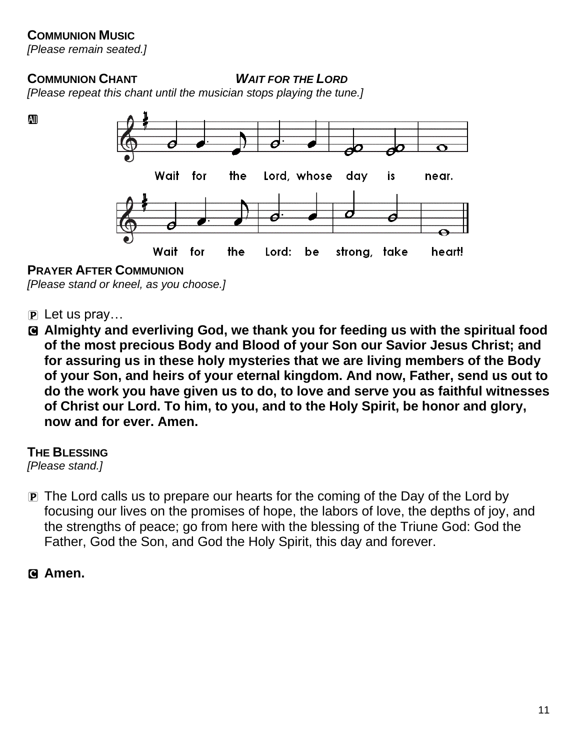**COMMUNION MUSIC**
*[Please remain seated.]*

**COMMUNION CHANT** ***WAIT FOR THE LORD***
*[Please repeat this chant until the musician stops playing the tune.]*

All

Wait for the Lord, whose day is near.

Wait for the Lord: be strong, take heart!

**PRAYER AFTER COMMUNION**
*[Please stand or kneel, as you choose.]*

P Let us pray…

C **Almighty and everliving God, we thank you for feeding us with the spiritual food of the most precious Body and Blood of your Son our Savior Jesus Christ; and for assuring us in these holy mysteries that we are living members of the Body of your Son, and heirs of your eternal kingdom. And now, Father, send us out to do the work you have given us to do, to love and serve you as faithful witnesses of Christ our Lord. To him, to you, and to the Holy Spirit, be honor and glory, now and for ever. Amen.**

**THE BLESSING**
*[Please stand.]*

P The Lord calls us to prepare our hearts for the coming of the Day of the Lord by focusing our lives on the promises of hope, the labors of love, the depths of joy, and the strengths of peace; go from here with the blessing of the Triune God: God the Father, God the Son, and God the Holy Spirit, this day and forever.

C **Amen.**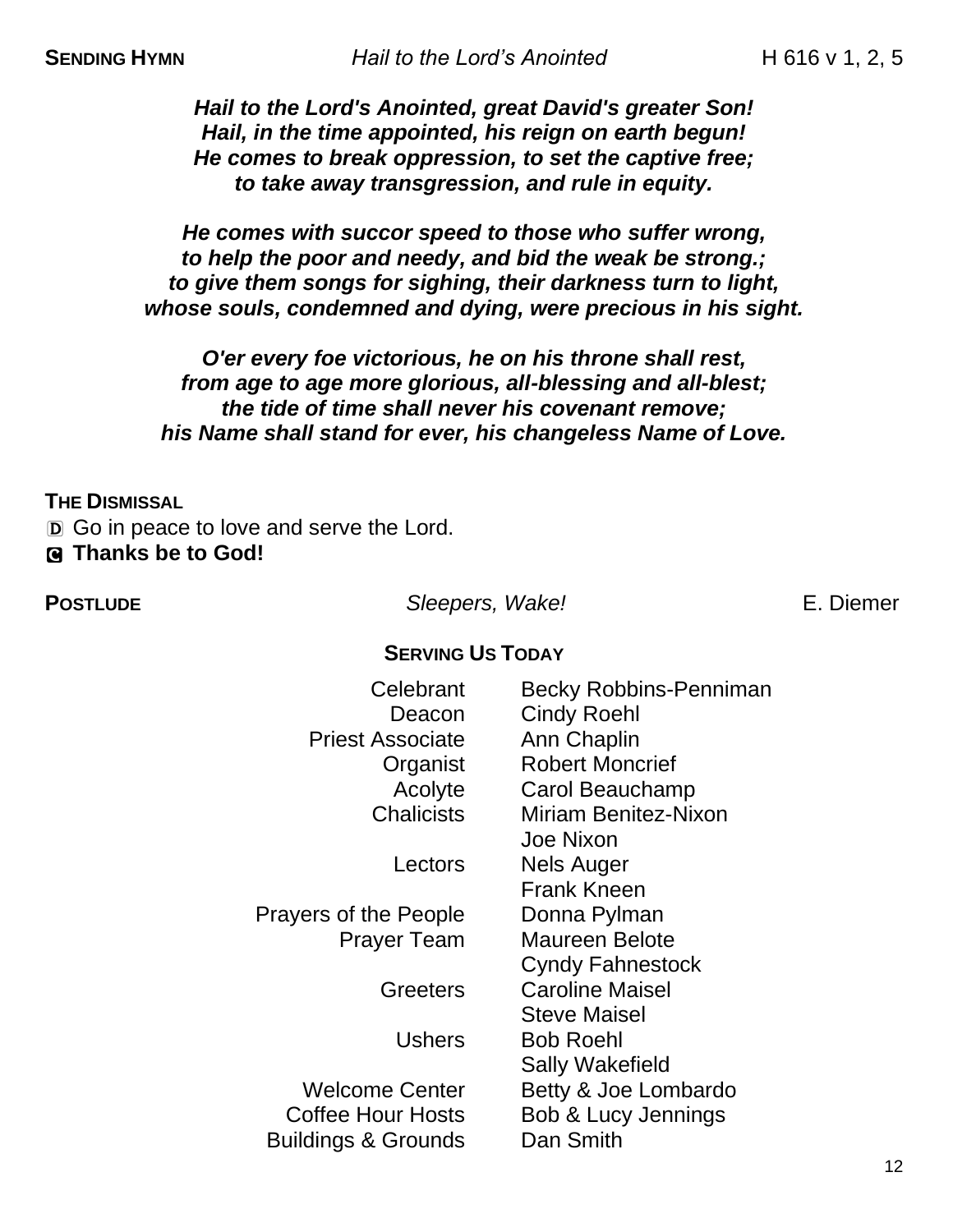**SENDING HYMN** *Hail to the Lord's Anointed* H 616 v 1, 2, 5

***Hail to the Lord's Anointed, great David's greater Son!***
***Hail, in the time appointed, his reign on earth begun!***
***He comes to break oppression, to set the captive free;***
***to take away transgression, and rule in equity.***

***He comes with succor speed to those who suffer wrong,***
***to help the poor and needy, and bid the weak be strong.;***
***to give them songs for sighing, their darkness turn to light,***
***whose souls, condemned and dying, were precious in his sight.***

***O'er every foe victorious, he on his throne shall rest,***
***from age to age more glorious, all-blessing and all-blest;***
***the tide of time shall never his covenant remove;***
***his Name shall stand for ever, his changeless Name of Love.***

**THE DISMISSAL**

D Go in peace to love and serve the Lord.

C **Thanks be to God!**

**POSTLUDE** *Sleepers, Wake!* E. Diemer

**SERVING US TODAY**

| | |
|---|---|
| Celebrant | Becky Robbins-Penniman |
| Deacon | Cindy Roehl |
| Priest Associate | Ann Chaplin |
| Organist | Robert Moncrief |
| Acolyte | Carol Beauchamp |
| Chalicists | Miriam Benitez-Nixon |
| | Joe Nixon |
| Lectors | Nels Auger |
| | Frank Kneen |
| Prayers of the People | Donna Pylman |
| Prayer Team | Maureen Belote |
| | Cyndy Fahnestock |
| Greeters | Caroline Maisel |
| | Steve Maisel |
| Ushers | Bob Roehl |
| | Sally Wakefield |
| Welcome Center | Betty & Joe Lombardo |
| Coffee Hour Hosts | Bob & Lucy Jennings |
| Buildings & Grounds | Dan Smith |